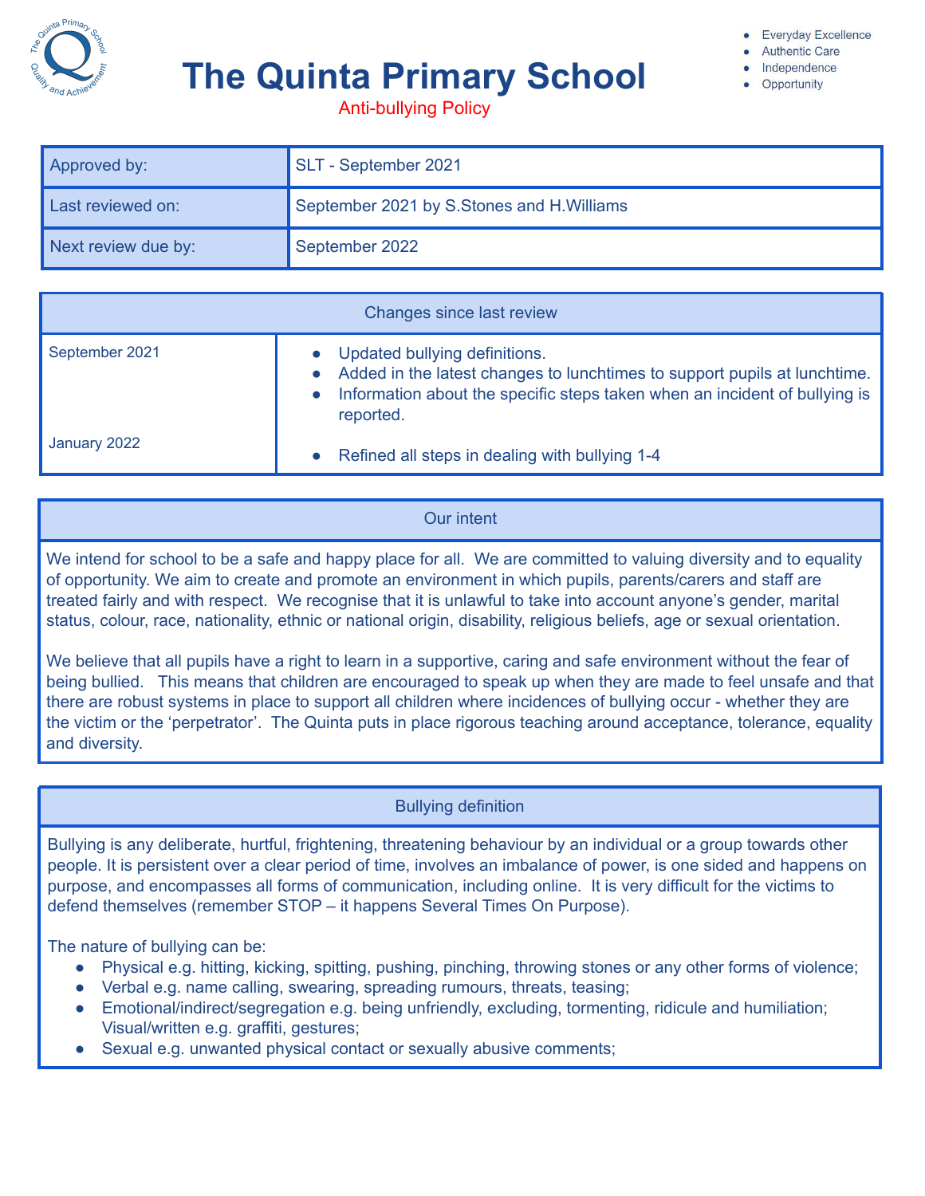# The Quinta Primary School

Anti-bullying Policy

- Everyday Excellence
- Authentic Care
- Independence
- Opportunity

| Approved by: | SLT - September 2021 |
|---|---|
| Last reviewed on: | September 2021 by S.Stones and H.Williams |
| Next review due by: | September 2022 |

| Changes since last review | |
|---|---|
| September 2021 | • Updated bullying definitions.<br>• Added in the latest changes to lunchtimes to support pupils at lunchtime.<br>• Information about the specific steps taken when an incident of bullying is reported. |
| January 2022 | • Refined all steps in dealing with bullying 1-4 |

## Our intent

We intend for school to be a safe and happy place for all. We are committed to valuing diversity and to equality of opportunity. We aim to create and promote an environment in which pupils, parents/carers and staff are treated fairly and with respect. We recognise that it is unlawful to take into account anyone's gender, marital status, colour, race, nationality, ethnic or national origin, disability, religious beliefs, age or sexual orientation.

We believe that all pupils have a right to learn in a supportive, caring and safe environment without the fear of being bullied. This means that children are encouraged to speak up when they are made to feel unsafe and that there are robust systems in place to support all children where incidences of bullying occur - whether they are the victim or the 'perpetrator'. The Quinta puts in place rigorous teaching around acceptance, tolerance, equality and diversity.

## Bullying definition

Bullying is any deliberate, hurtful, frightening, threatening behaviour by an individual or a group towards other people. It is persistent over a clear period of time, involves an imbalance of power, is one sided and happens on purpose, and encompasses all forms of communication, including online. It is very difficult for the victims to defend themselves (remember STOP – it happens Several Times On Purpose).

The nature of bullying can be:

- Physical e.g. hitting, kicking, spitting, pushing, pinching, throwing stones or any other forms of violence;
- Verbal e.g. name calling, swearing, spreading rumours, threats, teasing;
- Emotional/indirect/segregation e.g. being unfriendly, excluding, tormenting, ridicule and humiliation; Visual/written e.g. graffiti, gestures;
- Sexual e.g. unwanted physical contact or sexually abusive comments;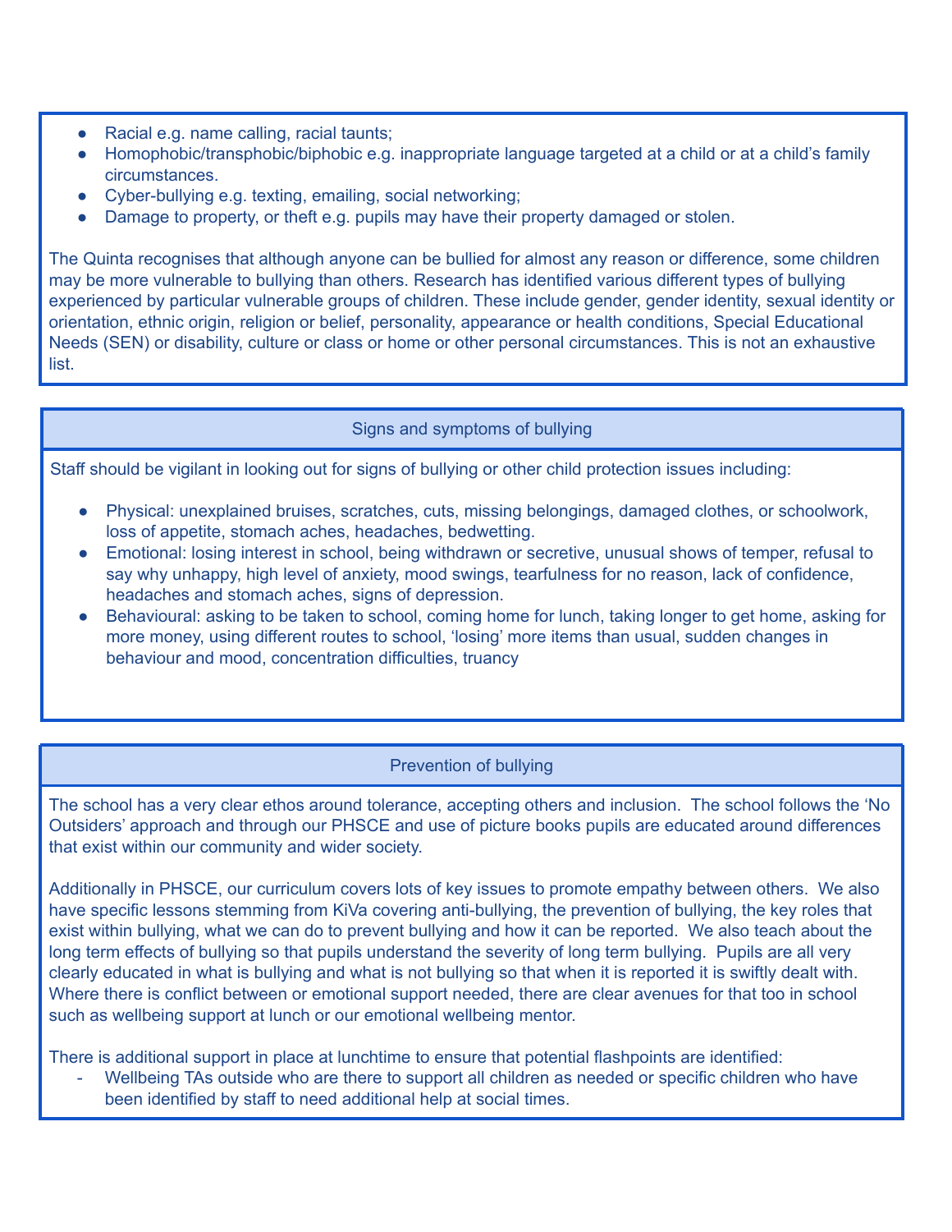- Racial e.g. name calling, racial taunts;
- Homophobic/transphobic/biphobic e.g. inappropriate language targeted at a child or at a child's family circumstances.
- Cyber-bullying e.g. texting, emailing, social networking;
- Damage to property, or theft e.g. pupils may have their property damaged or stolen.

The Quinta recognises that although anyone can be bullied for almost any reason or difference, some children may be more vulnerable to bullying than others. Research has identified various different types of bullying experienced by particular vulnerable groups of children. These include gender, gender identity, sexual identity or orientation, ethnic origin, religion or belief, personality, appearance or health conditions, Special Educational Needs (SEN) or disability, culture or class or home or other personal circumstances. This is not an exhaustive list.

## Signs and symptoms of bullying

Staff should be vigilant in looking out for signs of bullying or other child protection issues including:

- Physical: unexplained bruises, scratches, cuts, missing belongings, damaged clothes, or schoolwork, loss of appetite, stomach aches, headaches, bedwetting.
- Emotional: losing interest in school, being withdrawn or secretive, unusual shows of temper, refusal to say why unhappy, high level of anxiety, mood swings, tearfulness for no reason, lack of confidence, headaches and stomach aches, signs of depression.
- Behavioural: asking to be taken to school, coming home for lunch, taking longer to get home, asking for more money, using different routes to school, 'losing' more items than usual, sudden changes in behaviour and mood, concentration difficulties, truancy

## Prevention of bullying

The school has a very clear ethos around tolerance, accepting others and inclusion. The school follows the 'No Outsiders' approach and through our PHSCE and use of picture books pupils are educated around differences that exist within our community and wider society.

Additionally in PHSCE, our curriculum covers lots of key issues to promote empathy between others. We also have specific lessons stemming from KiVa covering anti-bullying, the prevention of bullying, the key roles that exist within bullying, what we can do to prevent bullying and how it can be reported. We also teach about the long term effects of bullying so that pupils understand the severity of long term bullying. Pupils are all very clearly educated in what is bullying and what is not bullying so that when it is reported it is swiftly dealt with. Where there is conflict between or emotional support needed, there are clear avenues for that too in school such as wellbeing support at lunch or our emotional wellbeing mentor.

There is additional support in place at lunchtime to ensure that potential flashpoints are identified:

- Wellbeing TAs outside who are there to support all children as needed or specific children who have been identified by staff to need additional help at social times.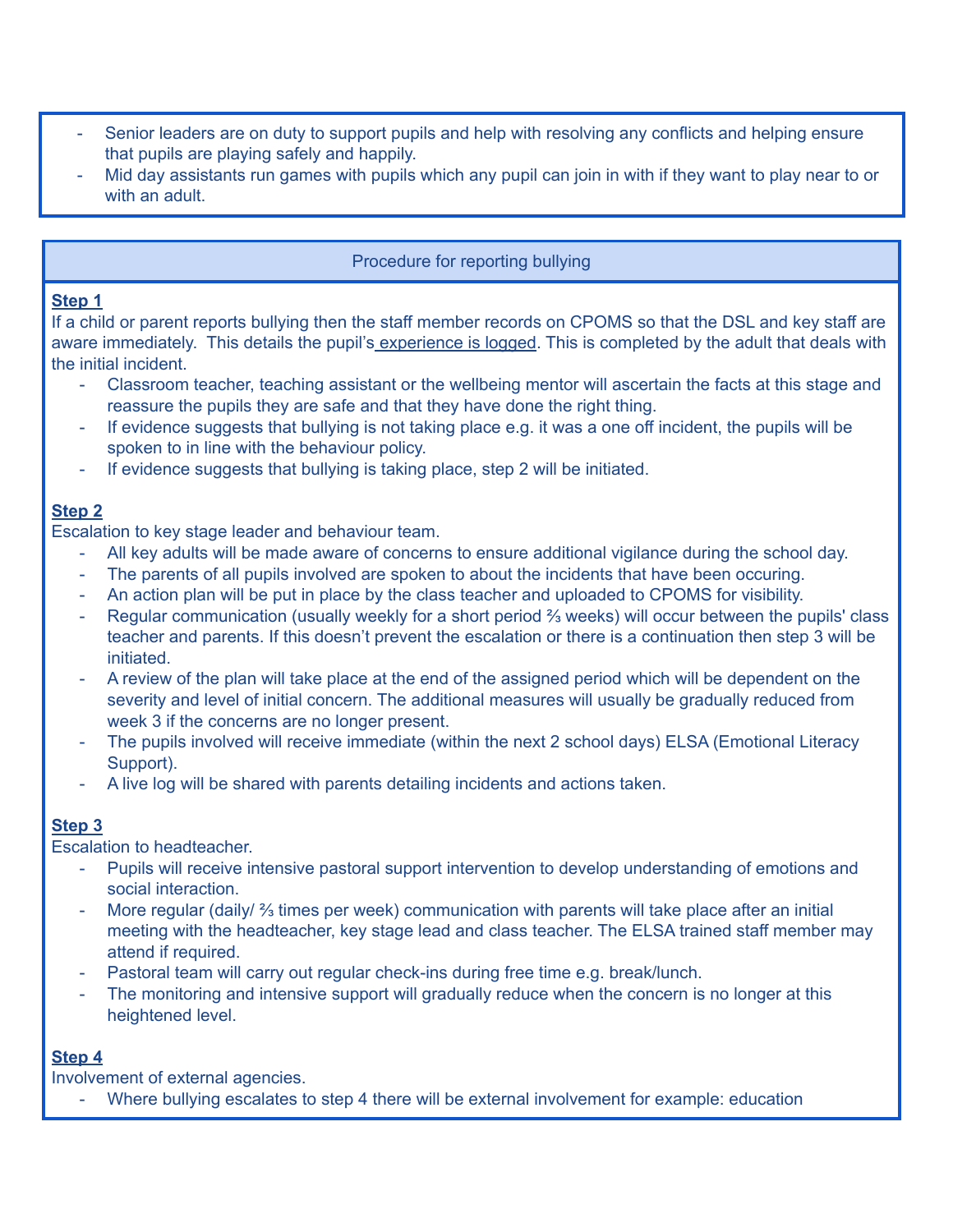- Senior leaders are on duty to support pupils and help with resolving any conflicts and helping ensure that pupils are playing safely and happily.
- Mid day assistants run games with pupils which any pupil can join in with if they want to play near to or with an adult.

## Procedure for reporting bullying

**Step 1**

If a child or parent reports bullying then the staff member records on CPOMS so that the DSL and key staff are aware immediately. This details the pupil's experience is logged. This is completed by the adult that deals with the initial incident.

- Classroom teacher, teaching assistant or the wellbeing mentor will ascertain the facts at this stage and reassure the pupils they are safe and that they have done the right thing.
- If evidence suggests that bullying is not taking place e.g. it was a one off incident, the pupils will be spoken to in line with the behaviour policy.
- If evidence suggests that bullying is taking place, step 2 will be initiated.

**Step 2**

Escalation to key stage leader and behaviour team.

- All key adults will be made aware of concerns to ensure additional vigilance during the school day.
- The parents of all pupils involved are spoken to about the incidents that have been occuring.
- An action plan will be put in place by the class teacher and uploaded to CPOMS for visibility.
- Regular communication (usually weekly for a short period ⅔ weeks) will occur between the pupils' class teacher and parents. If this doesn't prevent the escalation or there is a continuation then step 3 will be initiated.
- A review of the plan will take place at the end of the assigned period which will be dependent on the severity and level of initial concern. The additional measures will usually be gradually reduced from week 3 if the concerns are no longer present.
- The pupils involved will receive immediate (within the next 2 school days) ELSA (Emotional Literacy Support).
- A live log will be shared with parents detailing incidents and actions taken.

**Step 3**

Escalation to headteacher.

- Pupils will receive intensive pastoral support intervention to develop understanding of emotions and social interaction.
- More regular (daily/ ⅔ times per week) communication with parents will take place after an initial meeting with the headteacher, key stage lead and class teacher. The ELSA trained staff member may attend if required.
- Pastoral team will carry out regular check-ins during free time e.g. break/lunch.
- The monitoring and intensive support will gradually reduce when the concern is no longer at this heightened level.

**Step 4**

Involvement of external agencies.

- Where bullying escalates to step 4 there will be external involvement for example: education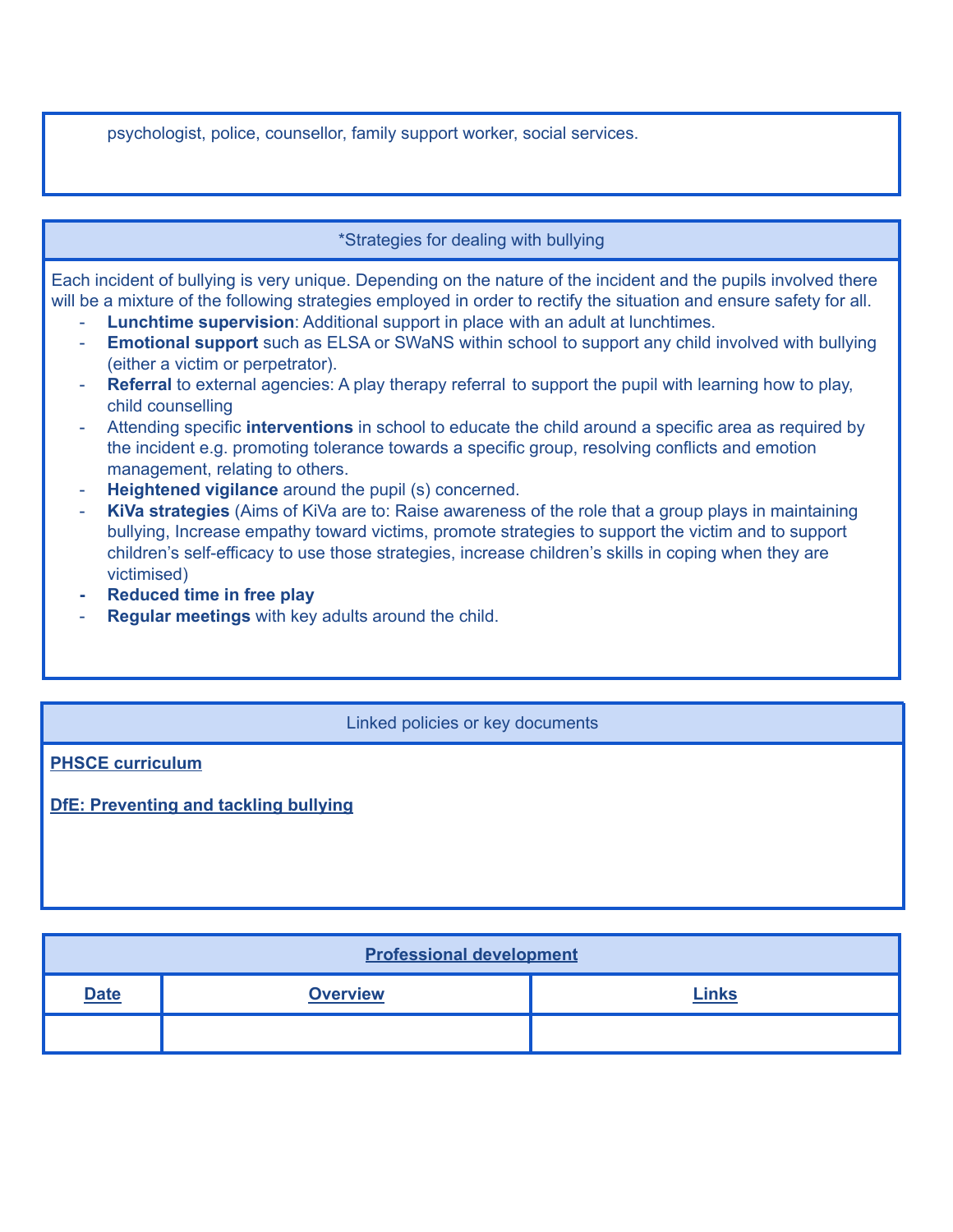psychologist, police, counsellor, family support worker, social services.

## *Strategies for dealing with bullying

Each incident of bullying is very unique. Depending on the nature of the incident and the pupils involved there will be a mixture of the following strategies employed in order to rectify the situation and ensure safety for all.

- **Lunchtime supervision**: Additional support in place with an adult at lunchtimes.
- **Emotional support** such as ELSA or SWaNS within school to support any child involved with bullying (either a victim or perpetrator).
- **Referral** to external agencies: A play therapy referral to support the pupil with learning how to play, child counselling
- Attending specific **interventions** in school to educate the child around a specific area as required by the incident e.g. promoting tolerance towards a specific group, resolving conflicts and emotion management, relating to others.
- **Heightened vigilance** around the pupil (s) concerned.
- **KiVa strategies** (Aims of KiVa are to: Raise awareness of the role that a group plays in maintaining bullying, Increase empathy toward victims, promote strategies to support the victim and to support children's self-efficacy to use those strategies, increase children's skills in coping when they are victimised)
- **Reduced time in free play**
- **Regular meetings** with key adults around the child.

## Linked policies or key documents

**PHSCE curriculum**

**DfE: Preventing and tackling bullying**

## Professional development

| Date | Overview | Links |
|---|---|---|
| | | |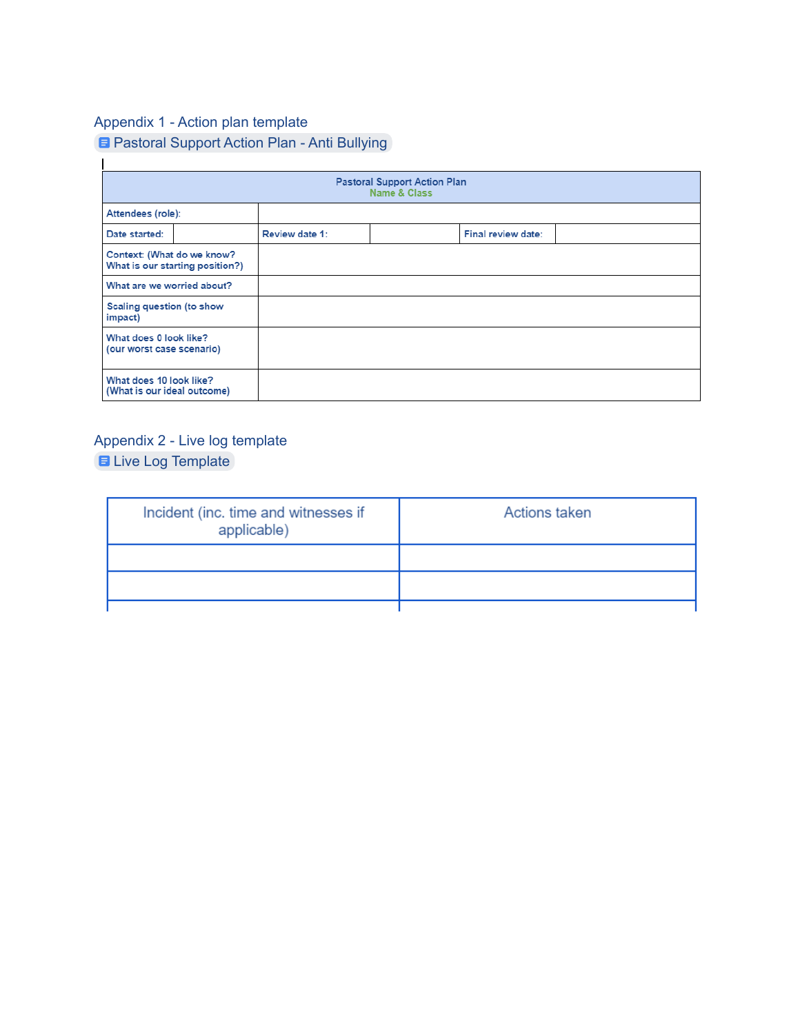## Appendix 1 - Action plan template

Pastoral Support Action Plan - Anti Bullying

| Pastoral Support Action Plan<br>Name & Class | | | | | |
|---|---|---|---|---|---|
| Attendees (role): | | | | | |
| Date started: | | Review date 1: | | Final review date: | |
| Context: (What do we know? What is our starting position?) | | | | | |
| What are we worried about? | | | | | |
| Scaling question (to show impact) | | | | | |
| What does 0 look like? (our worst case scenario) | | | | | |
| What does 10 look like? (What is our ideal outcome) | | | | | |

## Appendix 2 - Live log template

Live Log Template

| Incident (inc. time and witnesses if applicable) | Actions taken |
|---|---|
| | |
| | |
| | |